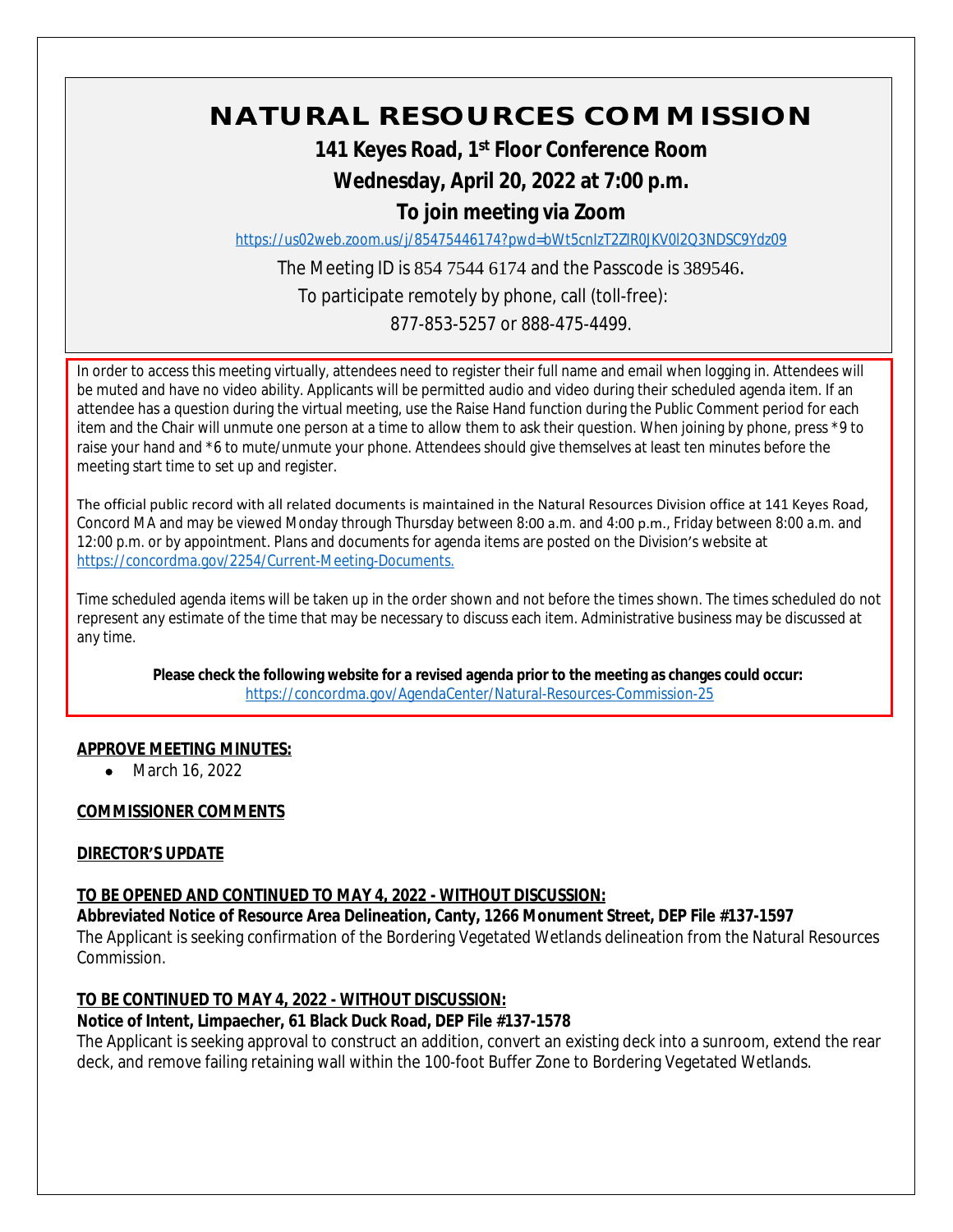# NATURAL RESOURCES COMMISSION

**141 Keyes Road, 1st Floor Conference Room**

**Wednesday, April 20, 2022 at 7:00 p.m.**

**To join meeting via Zoom**

https://us02web.zoom.us/j/85475446174?pwd=bWt5cnIzT2ZlR0JKV0l2Q3NDSC9Ydz09

The Meeting ID is 854 7544 6174 and the Passcode is 389546.

To participate remotely by phone, call (toll-free):

877-853-5257 or 888-475-4499.

In order to access this meeting virtually, attendees need to register their full name and email when logging in. Attendees will be muted and have no video ability. Applicants will be permitted audio and video during their scheduled agenda item. If an attendee has a question during the virtual meeting, use the Raise Hand function during the Public Comment period for each item and the Chair will unmute one person at a time to allow them to ask their question. When joining by phone, press *9 to raise your hand and *6 to mute/unmute your phone. Attendees should give themselves at least ten minutes before the meeting start time to set up and register.

The official public record with all related documents is maintained in the Natural Resources Division office at 141 Keyes Road, Concord MA and may be viewed Monday through Thursday between 8:00 a.m. and 4:00 p.m., Friday between 8:00 a.m. and 12:00 p.m. or by appointment. Plans and documents for agenda items are posted on the Division's website at https://concordma.gov/2254/Current-Meeting-Documents.

Time scheduled agenda items will be taken up in the order shown and not before the times shown. The times scheduled do not represent any estimate of the time that may be necessary to discuss each item. Administrative business may be discussed at any time.

**Please check the following website for a revised agenda prior to the meeting as changes could occur:**
https://concordma.gov/AgendaCenter/Natural-Resources-Commission-25

**APPROVE MEETING MINUTES:**

- March 16, 2022

**COMMISSIONER COMMENTS**

**DIRECTOR'S UPDATE**

**TO BE OPENED AND CONTINUED TO MAY 4, 2022 - WITHOUT DISCUSSION:**

**Abbreviated Notice of Resource Area Delineation, Canty, 1266 Monument Street, DEP File #137-1597**

The Applicant is seeking confirmation of the Bordering Vegetated Wetlands delineation from the Natural Resources Commission.

**TO BE CONTINUED TO MAY 4, 2022 - WITHOUT DISCUSSION:**

**Notice of Intent, Limpaecher, 61 Black Duck Road, DEP File #137-1578**

The Applicant is seeking approval to construct an addition, convert an existing deck into a sunroom, extend the rear deck, and remove failing retaining wall within the 100-foot Buffer Zone to Bordering Vegetated Wetlands.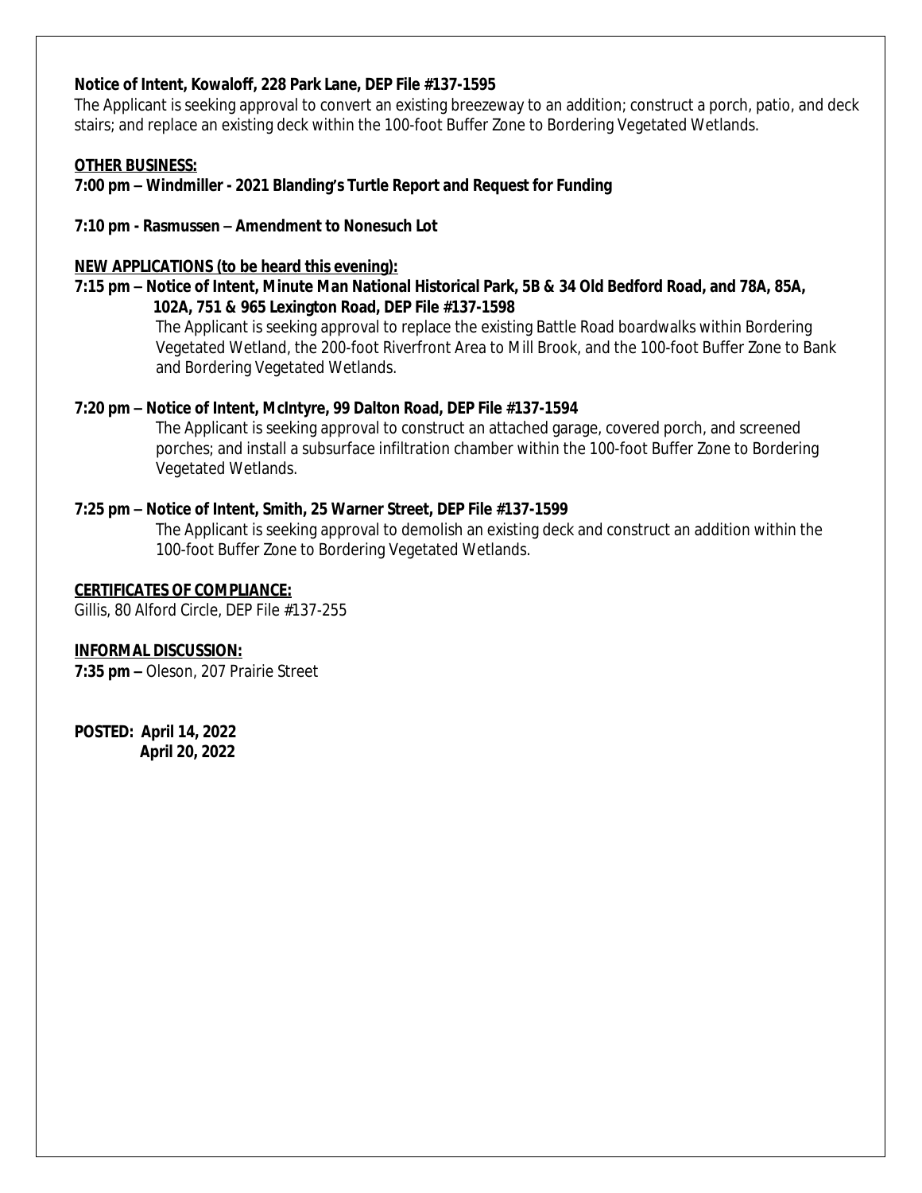**Notice of Intent, Kowaloff, 228 Park Lane, DEP File #137-1595**
The Applicant is seeking approval to convert an existing breezeway to an addition; construct a porch, patio, and deck stairs; and replace an existing deck within the 100-foot Buffer Zone to Bordering Vegetated Wetlands.

**OTHER BUSINESS:**

**7:00 pm – Windmiller - 2021 Blanding's Turtle Report and Request for Funding**

**7:10 pm - Rasmussen – Amendment to Nonesuch Lot**

**NEW APPLICATIONS (to be heard this evening):**

**7:15 pm – Notice of Intent, Minute Man National Historical Park, 5B & 34 Old Bedford Road, and 78A, 85A, 102A, 751 & 965 Lexington Road, DEP File #137-1598**
The Applicant is seeking approval to replace the existing Battle Road boardwalks within Bordering Vegetated Wetland, the 200-foot Riverfront Area to Mill Brook, and the 100-foot Buffer Zone to Bank and Bordering Vegetated Wetlands.

**7:20 pm – Notice of Intent, McIntyre, 99 Dalton Road, DEP File #137-1594**
The Applicant is seeking approval to construct an attached garage, covered porch, and screened porches; and install a subsurface infiltration chamber within the 100-foot Buffer Zone to Bordering Vegetated Wetlands.

**7:25 pm – Notice of Intent, Smith, 25 Warner Street, DEP File #137-1599**
The Applicant is seeking approval to demolish an existing deck and construct an addition within the 100-foot Buffer Zone to Bordering Vegetated Wetlands.

**CERTIFICATES OF COMPLIANCE:**
Gillis, 80 Alford Circle, DEP File #137-255

**INFORMAL DISCUSSION:**
**7:35 pm –** Oleson, 207 Prairie Street

**POSTED: April 14, 2022**
**April 20, 2022**